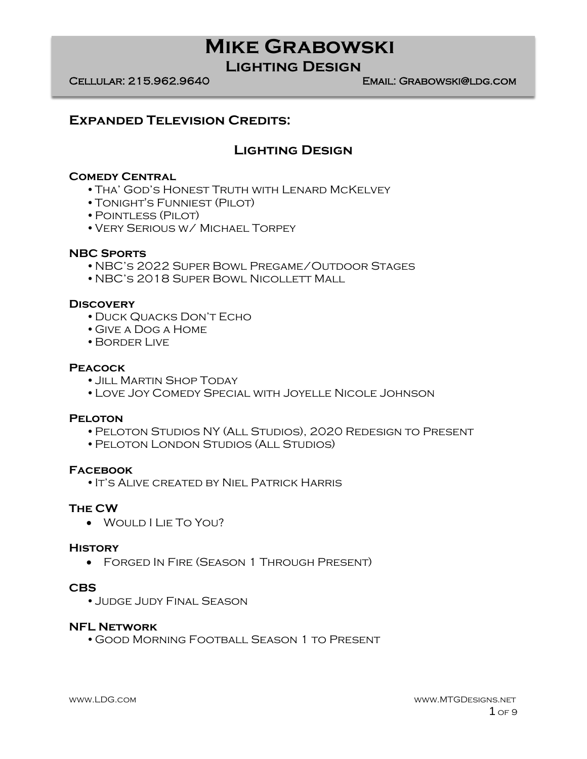# Mike Grabowski

## Lighting Design

Cellular: 215.962.9640 Email: Grabowski@ldg.com

## Expanded Television Credits:

### Lighting Design

**Comedy Central**

- Tha' God's Honest Truth with Lenard McKelvey
- Tonight's Funniest (Pilot)
- Pointless (Pilot)
- Very Serious w/ Michael Torpey

**NBC Sports**

- NBC's 2022 Super Bowl Pregame/Outdoor Stages
- NBC's 2018 Super Bowl Nicollett Mall

**Discovery**

- Duck Quacks Don't Echo
- Give a Dog a Home
- Border Live

**Peacock**

- Jill Martin Shop Today
- Love Joy Comedy Special with Joyelle Nicole Johnson

**Peloton**

- Peloton Studios NY (All Studios), 2020 Redesign to Present
- Peloton London Studios (All Studios)

**Facebook**

- It's Alive created by Niel Patrick Harris

**The CW**

- Would I Lie To You?

**History**

- Forged In Fire (Season 1 Through Present)

**CBS**

- Judge Judy Final Season

**NFL Network**

- Good Morning Football Season 1 to Present

www.LDG.com www.MTGDesigns.net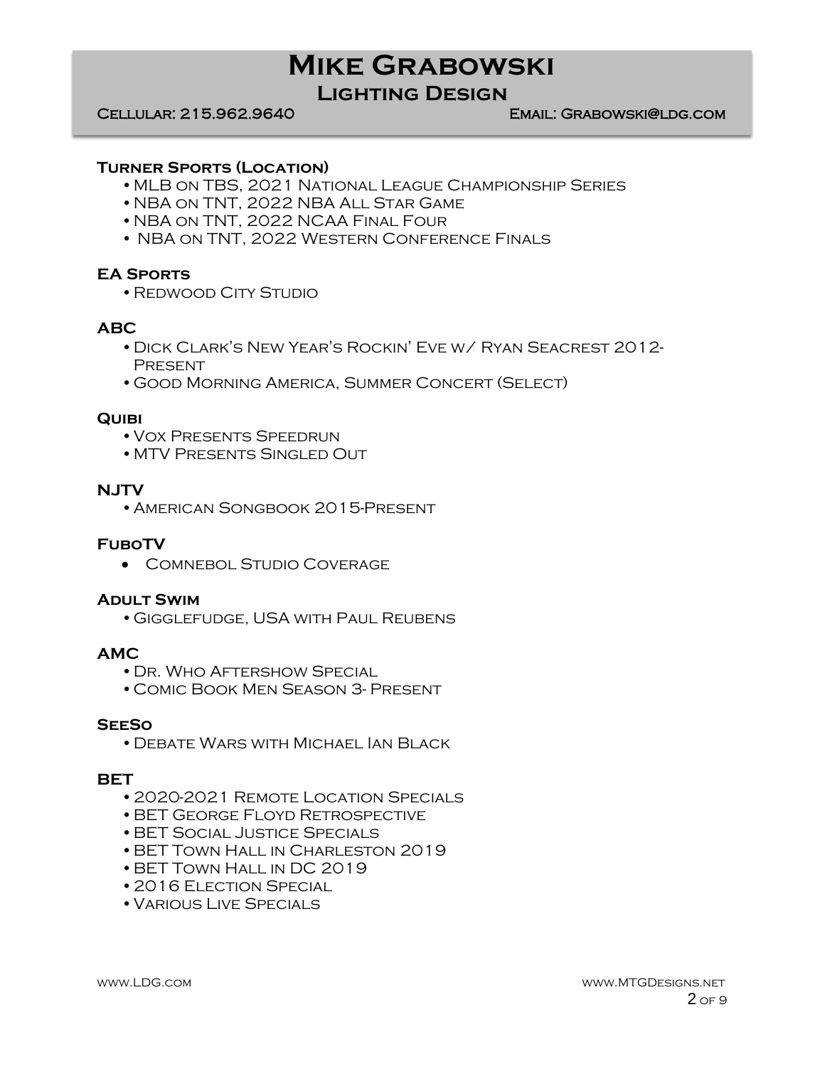# Mike Grabowski

## Lighting Design

Cellular: 215.962.9640 Email: Grabowski@ldg.com

### Turner Sports (Location)

- MLB on TBS, 2021 National League Championship Series
- NBA on TNT, 2022 NBA All Star Game
- NBA on TNT, 2022 NCAA Final Four
- NBA on TNT, 2022 Western Conference Finals

### EA Sports

- Redwood City Studio

### ABC

- Dick Clark's New Year's Rockin' Eve w/ Ryan Seacrest 2012-Present
- Good Morning America, Summer Concert (Select)

### Quibi

- Vox Presents Speedrun
- MTV Presents Singled Out

### NJTV

- American Songbook 2015-Present

### FuboTV

- Comnebol Studio Coverage

### Adult Swim

- Gigglefudge, USA with Paul Reubens

### AMC

- Dr. Who Aftershow Special
- Comic Book Men Season 3- Present

### SeeSo

- Debate Wars with Michael Ian Black

### BET

- 2020-2021 Remote Location Specials
- BET George Floyd Retrospective
- BET Social Justice Specials
- BET Town Hall in Charleston 2019
- BET Town Hall in DC 2019
- 2016 Election Special
- Various Live Specials

www.LDG.com www.MTGDesigns.net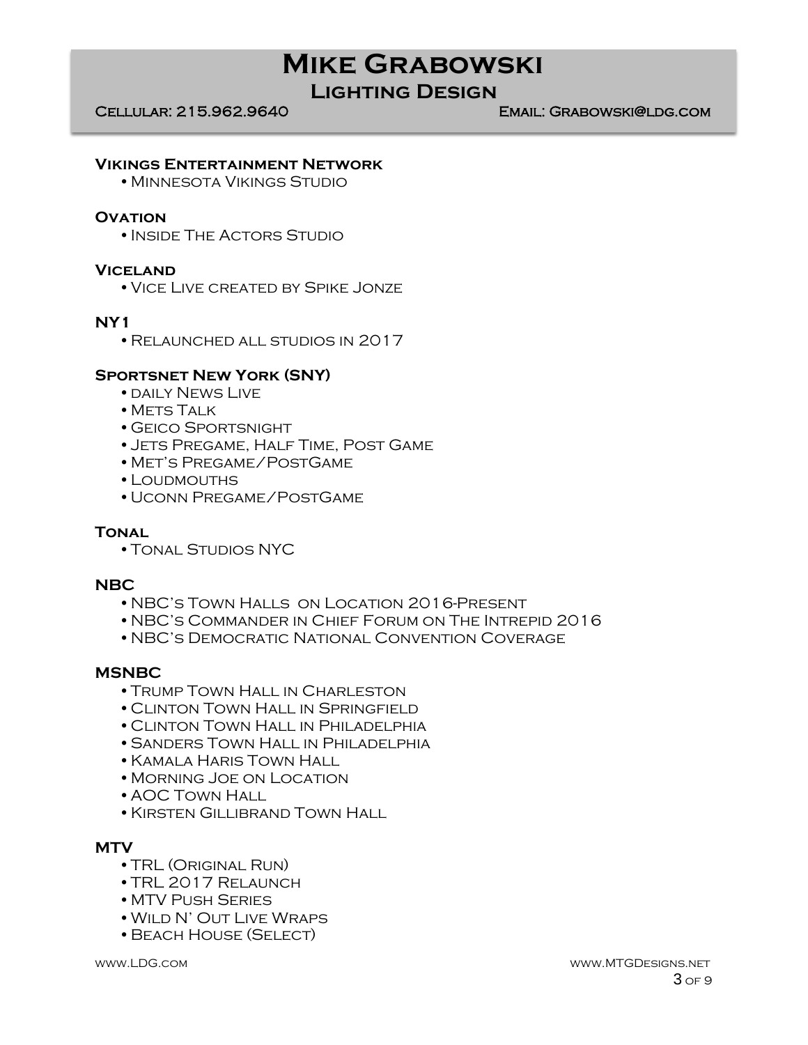### Vikings Entertainment Network
- Minnesota Vikings Studio

### Ovation
- Inside The Actors Studio

### Viceland
- Vice Live created by Spike Jonze

### NY1
- Relaunched all studios in 2017

### Sportsnet New York (SNY)
- daily News Live
- Mets Talk
- Geico Sportsnight
- Jets Pregame, Half Time, Post Game
- Met's Pregame/PostGame
- Loudmouths
- Uconn Pregame/PostGame

### Tonal
- Tonal Studios NYC

### NBC
- NBC's Town Halls on Location 2016-Present
- NBC's Commander in Chief Forum on The Intrepid 2016
- NBC's Democratic National Convention Coverage

### MSNBC
- Trump Town Hall in Charleston
- Clinton Town Hall in Springfield
- Clinton Town Hall in Philadelphia
- Sanders Town Hall in Philadelphia
- Kamala Haris Town Hall
- Morning Joe on Location
- AOC Town Hall
- Kirsten Gillibrand Town Hall

### MTV
- TRL (Original Run)
- TRL 2017 Relaunch
- MTV Push Series
- Wild N' Out Live Wraps
- Beach House (Select)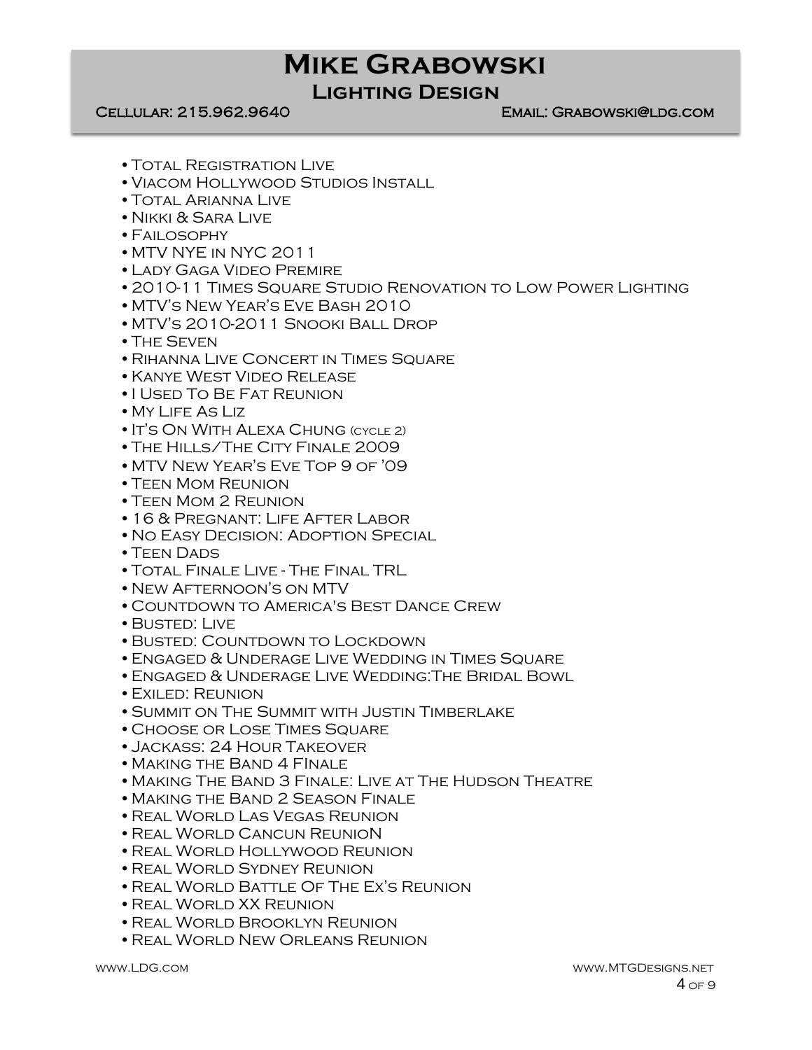- Total Registration Live
- Viacom Hollywood Studios Install
- Total Arianna Live
- Nikki & Sara Live
- Failosophy
- MTV NYE in NYC 2011
- Lady Gaga Video Premire
- 2010-11 Times Square Studio Renovation to Low Power Lighting
- MTV's New Year's Eve Bash 2010
- MTV's 2010-2011 Snooki Ball Drop
- The Seven
- Rihanna Live Concert in Times Square
- Kanye West Video Release
- I Used To Be Fat Reunion
- My Life As Liz
- It's On With Alexa Chung (cycle 2)
- The Hills/The City Finale 2009
- MTV New Year's Eve Top 9 of '09
- Teen Mom Reunion
- Teen Mom 2 Reunion
- 16 & Pregnant: Life After Labor
- No Easy Decision: Adoption Special
- Teen Dads
- Total Finale Live - The Final TRL
- New Afternoon's on MTV
- Countdown to America's Best Dance Crew
- Busted: Live
- Busted: Countdown to Lockdown
- Engaged & Underage Live Wedding in Times Square
- Engaged & Underage Live Wedding:The Bridal Bowl
- Exiled: Reunion
- Summit on The Summit with Justin Timberlake
- Choose or Lose Times Square
- Jackass: 24 Hour Takeover
- Making the Band 4 FInale
- Making The Band 3 Finale: Live at The Hudson Theatre
- Making the Band 2 Season Finale
- Real World Las Vegas Reunion
- Real World Cancun ReunioN
- Real World Hollywood Reunion
- Real World Sydney Reunion
- Real World Battle Of The Ex's Reunion
- Real World XX Reunion
- Real World Brooklyn Reunion
- Real World New Orleans Reunion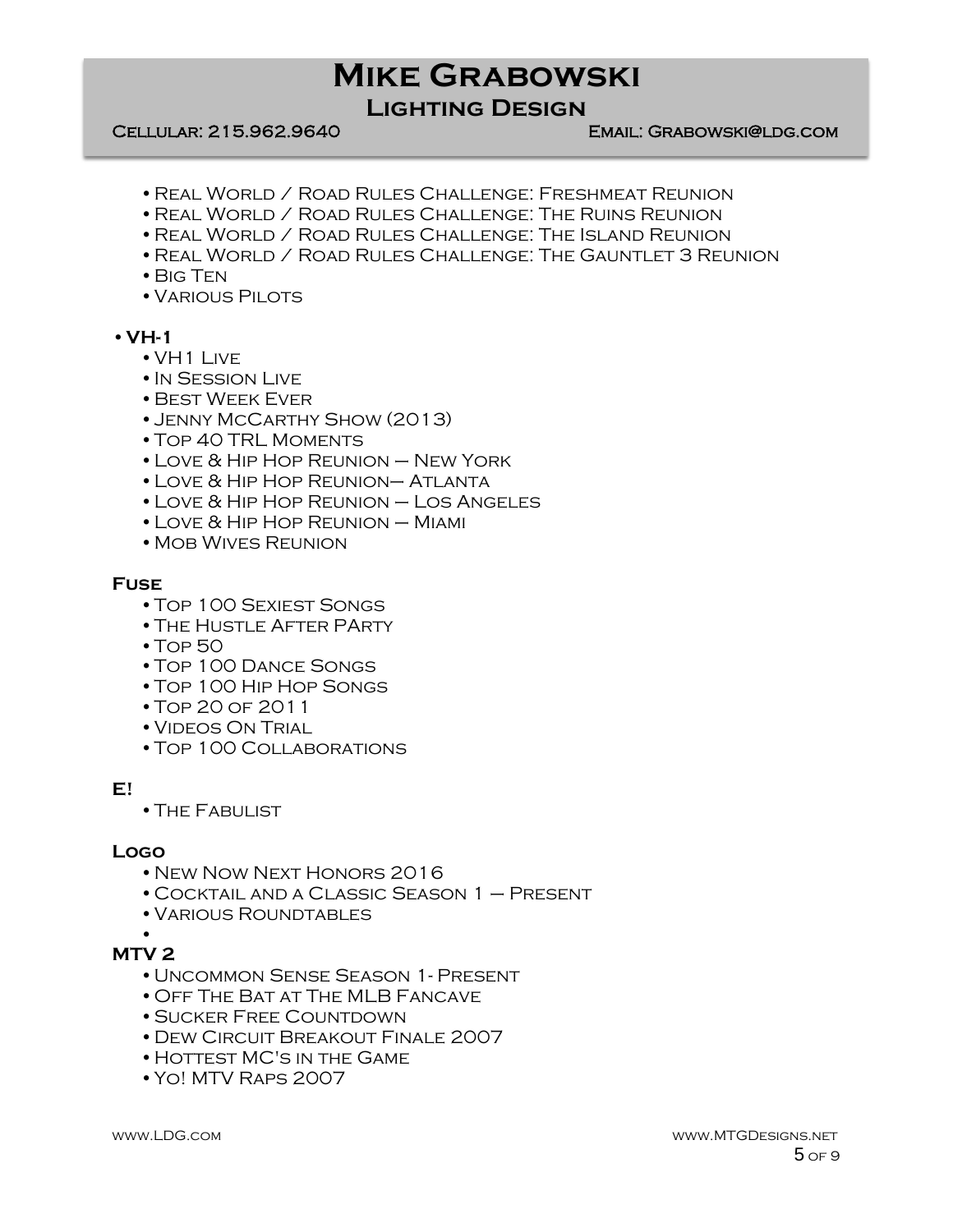- Real World / Road Rules Challenge: Freshmeat Reunion
- Real World / Road Rules Challenge: The Ruins Reunion
- Real World / Road Rules Challenge: The Island Reunion
- Real World / Road Rules Challenge: The Gauntlet 3 Reunion
- Big Ten
- Various Pilots

**• VH-1**

- VH1 Live
- In Session Live
- Best Week Ever
- Jenny McCarthy Show (2013)
- Top 40 TRL Moments
- Love & Hip Hop Reunion – New York
- Love & Hip Hop Reunion– Atlanta
- Love & Hip Hop Reunion – Los Angeles
- Love & Hip Hop Reunion – Miami
- Mob Wives Reunion

**Fuse**

- Top 100 Sexiest Songs
- The Hustle After PArty
- Top 50
- Top 100 Dance Songs
- Top 100 Hip Hop Songs
- Top 20 of 2011
- Videos On Trial
- Top 100 Collaborations

**E!**

- The Fabulist

**Logo**

- New Now Next Honors 2016
- Cocktail and a Classic Season 1 – Present
- Various Roundtables
-

**MTV 2**

- Uncommon Sense Season 1- Present
- Off The Bat at The MLB Fancave
- Sucker Free Countdown
- Dew Circuit Breakout Finale 2007
- Hottest MC's in the Game
- Yo! MTV Raps 2007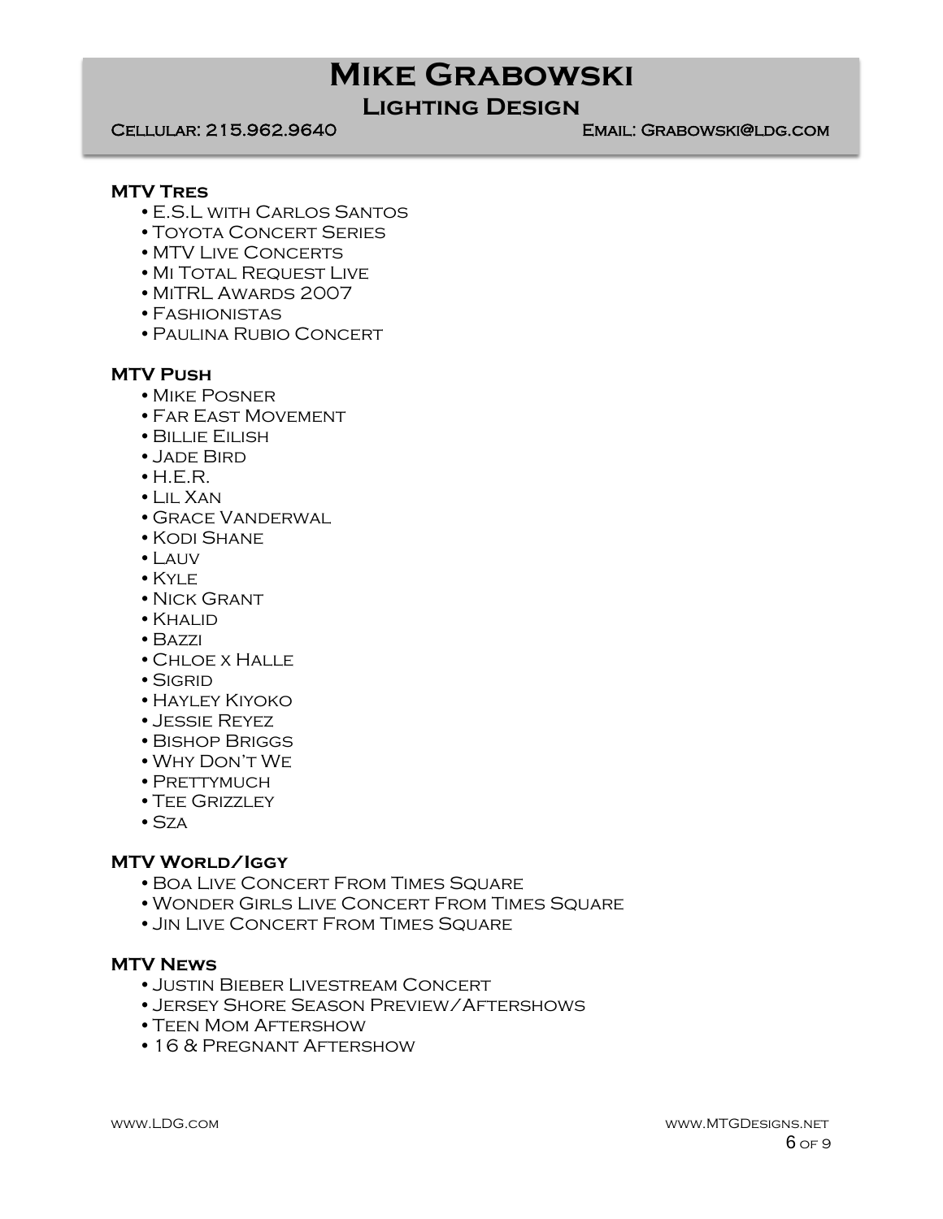**MTV Tres**

- E.S.L with Carlos Santos
- Toyota Concert Series
- MTV Live Concerts
- Mi Total Request Live
- MiTRL Awards 2007
- Fashionistas
- Paulina Rubio Concert

**MTV Push**

- Mike Posner
- Far East Movement
- Billie Eilish
- Jade Bird
- H.E.R.
- Lil Xan
- Grace Vanderwal
- Kodi Shane
- Lauv
- Kyle
- Nick Grant
- Khalid
- Bazzi
- Chloe x Halle
- Sigrid
- Hayley Kiyoko
- Jessie Reyez
- Bishop Briggs
- Why Don't We
- Prettymuch
- Tee Grizzley
- Sza

**MTV World/Iggy**

- Boa Live Concert From Times Square
- Wonder Girls Live Concert From Times Square
- Jin Live Concert From Times Square

**MTV News**

- Justin Bieber Livestream Concert
- Jersey Shore Season Preview/Aftershows
- Teen Mom Aftershow
- 16 & Pregnant Aftershow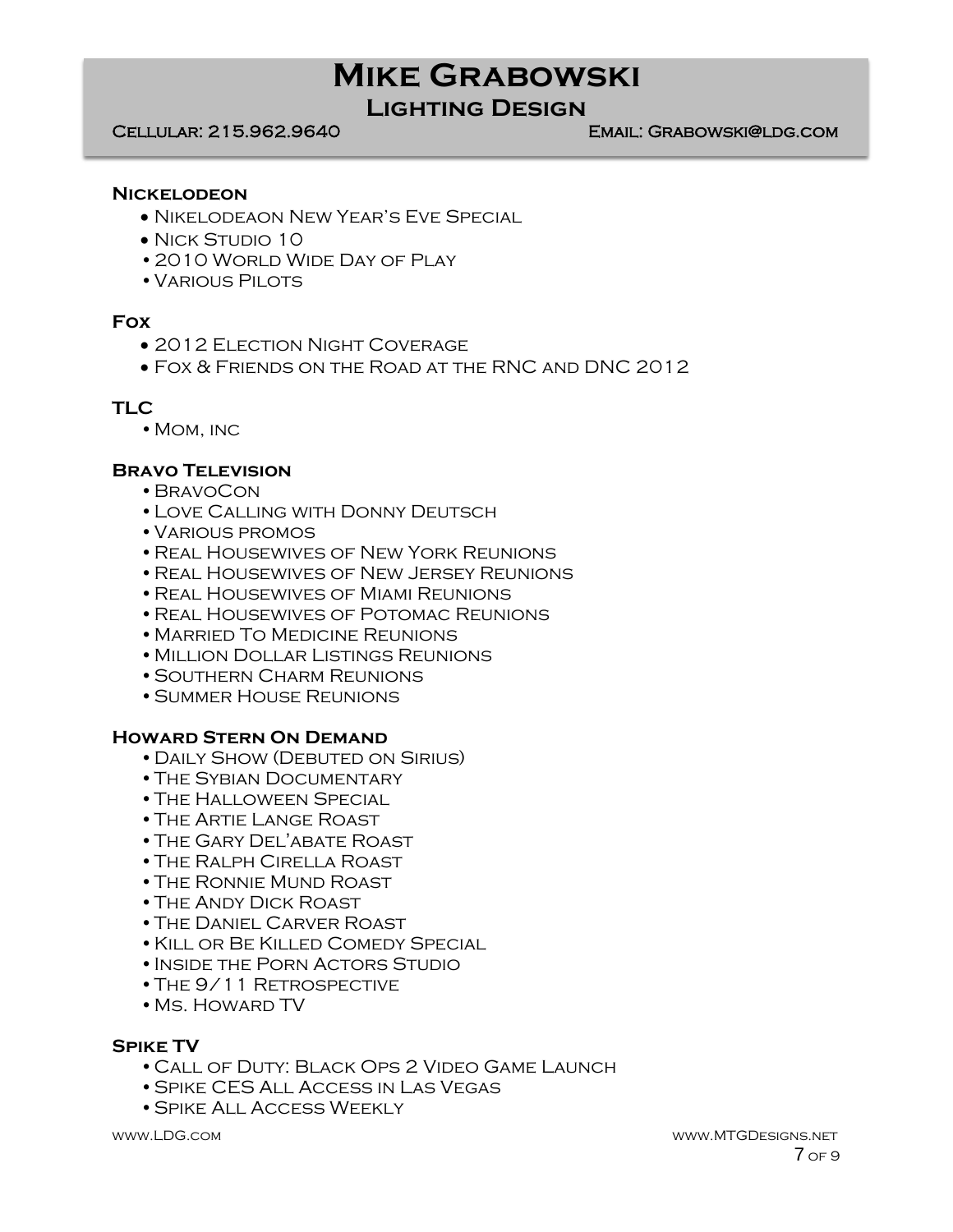## Nickelodeon

- Nikelodeaon New Year's Eve Special
- Nick Studio 10
- 2010 World Wide Day of Play
- Various Pilots

## Fox

- 2012 Election Night Coverage
- Fox & Friends on the Road at the RNC and DNC 2012

## TLC

- Mom, inc

## Bravo Television

- BravoCon
- Love Calling with Donny Deutsch
- Various promos
- Real Housewives of New York Reunions
- Real Housewives of New Jersey Reunions
- Real Housewives of Miami Reunions
- Real Housewives of Potomac Reunions
- Married To Medicine Reunions
- Million Dollar Listings Reunions
- Southern Charm Reunions
- Summer House Reunions

## Howard Stern On Demand

- Daily Show (Debuted on Sirius)
- The Sybian Documentary
- The Halloween Special
- The Artie Lange Roast
- The Gary Del'abate Roast
- The Ralph Cirella Roast
- The Ronnie Mund Roast
- The Andy Dick Roast
- The Daniel Carver Roast
- Kill or Be Killed Comedy Special
- Inside the Porn Actors Studio
- The 9/11 Retrospective
- Ms. Howard TV

## Spike TV

- Call of Duty: Black Ops 2 Video Game Launch
- Spike CES All Access in Las Vegas
- Spike All Access Weekly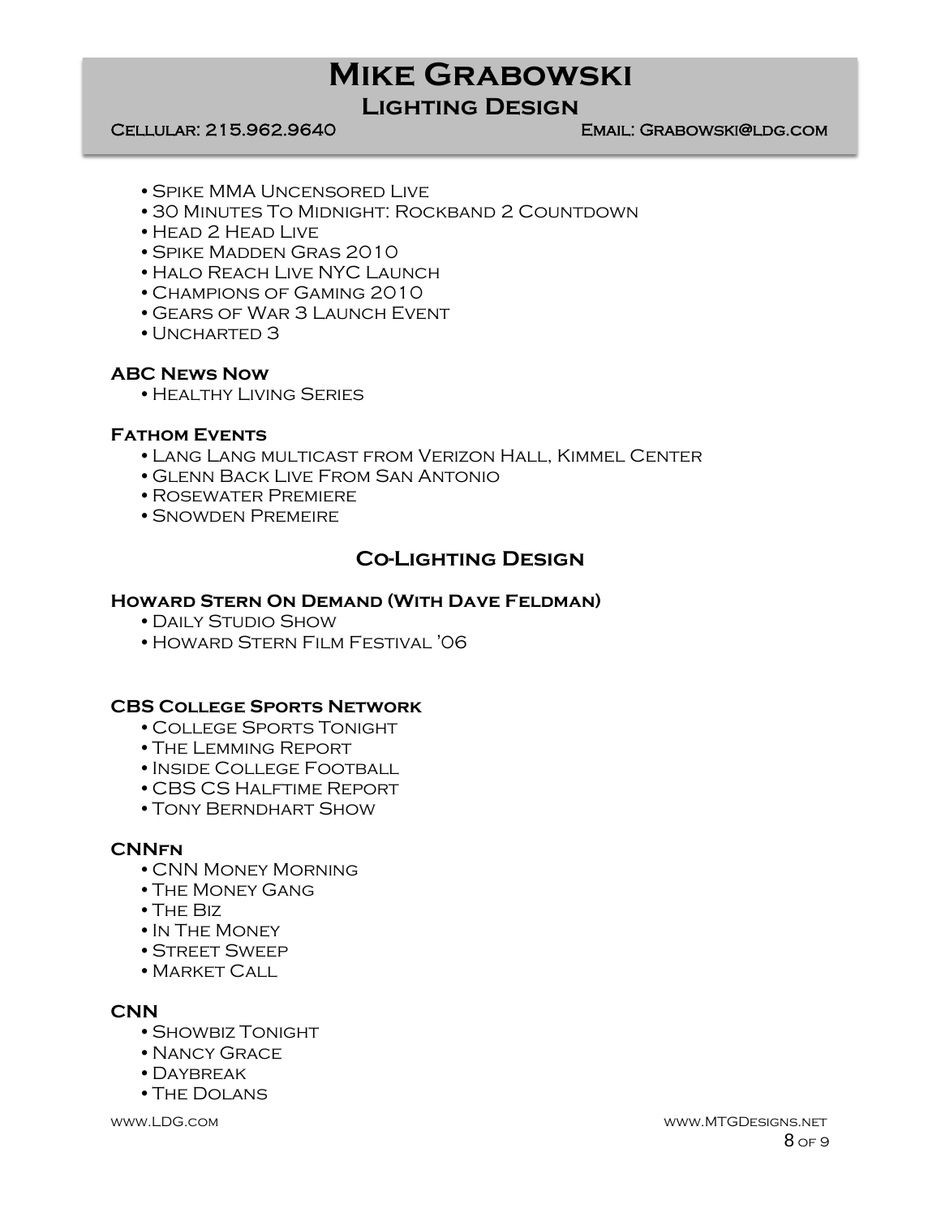- Spike MMA Uncensored Live
- 30 Minutes To Midnight: Rockband 2 Countdown
- Head 2 Head Live
- Spike Madden Gras 2010
- Halo Reach Live NYC Launch
- Champions of Gaming 2010
- Gears of War 3 Launch Event
- Uncharted 3

### ABC News Now

- Healthy Living Series

### Fathom Events

- Lang Lang multicast from Verizon Hall, Kimmel Center
- Glenn Back Live From San Antonio
- Rosewater Premiere
- Snowden Premeire

## Co-Lighting Design

### Howard Stern On Demand (With Dave Feldman)

- Daily Studio Show
- Howard Stern Film Festival '06

### CBS College Sports Network

- College Sports Tonight
- The Lemming Report
- Inside College Football
- CBS CS Halftime Report
- Tony Berndhart Show

### CNNfn

- CNN Money Morning
- The Money Gang
- The Biz
- In The Money
- Street Sweep
- Market Call

### CNN

- Showbiz Tonight
- Nancy Grace
- Daybreak
- The Dolans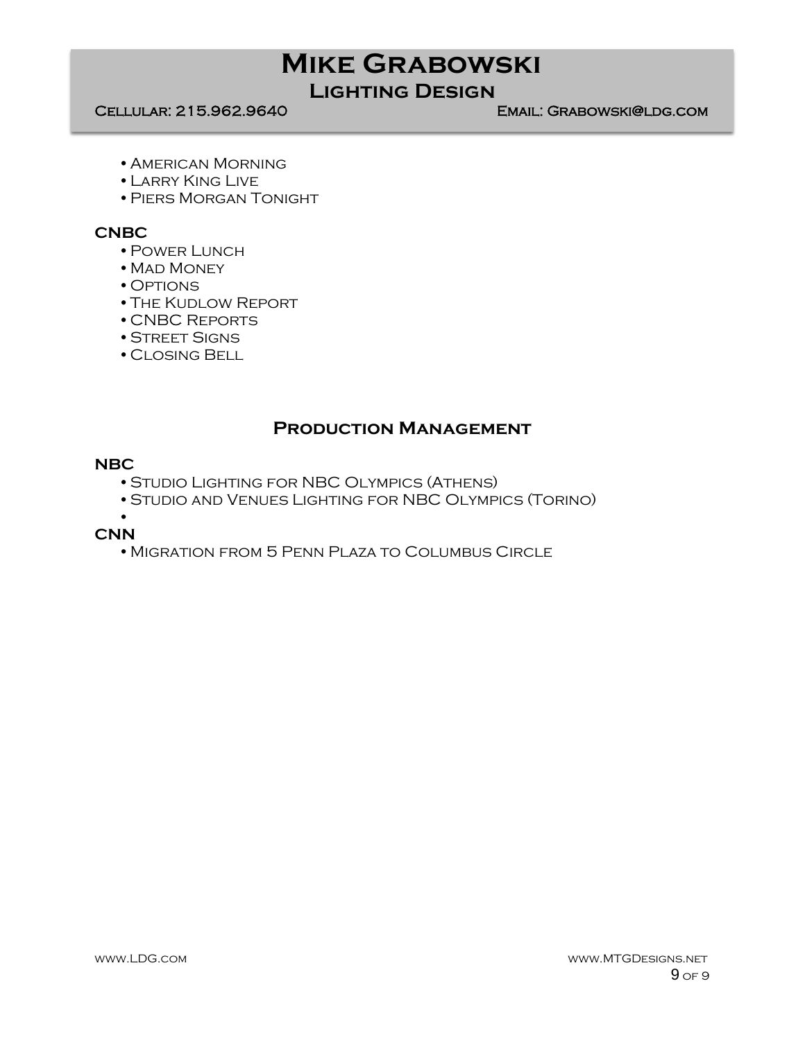- American Morning
- Larry King Live
- Piers Morgan Tonight

**CNBC**

- Power Lunch
- Mad Money
- Options
- The Kudlow Report
- CNBC Reports
- Street Signs
- Closing Bell

## Production Management

**NBC**

- Studio Lighting for NBC Olympics (Athens)
- Studio and Venues Lighting for NBC Olympics (Torino)
-

**CNN**

- Migration from 5 Penn Plaza to Columbus Circle